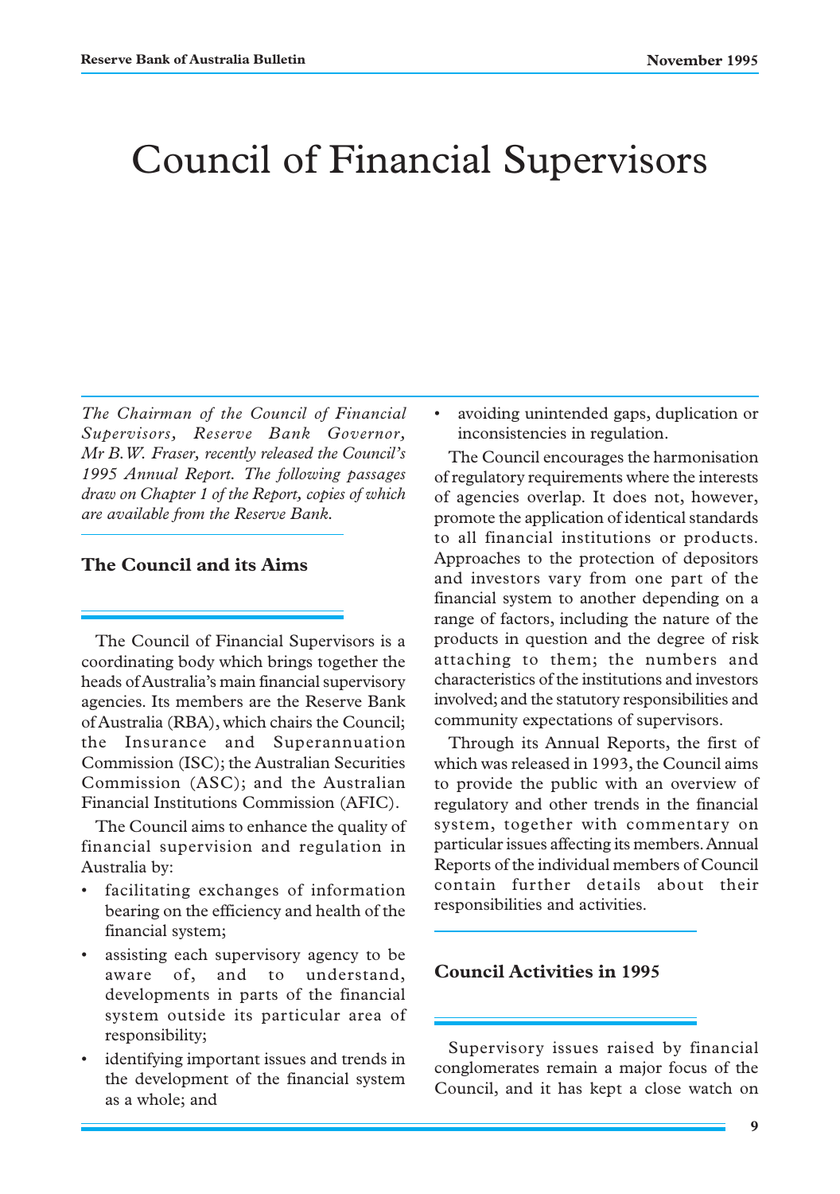# Council of Financial Supervisors

*The Chairman of the Council of Financial Supervisors, Reserve Bank Governor, Mr B.W. Fraser, recently released the Council's 1995 Annual Report. The following passages draw on Chapter 1 of the Report, copies of which are available from the Reserve Bank.*

## The Council and its Aims

The Council of Financial Supervisors is a coordinating body which brings together the heads of Australia's main financial supervisory agencies. Its members are the Reserve Bank of Australia (RBA), which chairs the Council; the Insurance and Superannuation Commission (ISC); the Australian Securities Commission (ASC); and the Australian Financial Institutions Commission (AFIC).

The Council aims to enhance the quality of financial supervision and regulation in Australia by:

- facilitating exchanges of information bearing on the efficiency and health of the financial system;
- assisting each supervisory agency to be aware of, and to understand, developments in parts of the financial system outside its particular area of responsibility;
- identifying important issues and trends in the development of the financial system as a whole; and
- avoiding unintended gaps, duplication or inconsistencies in regulation.

The Council encourages the harmonisation of regulatory requirements where the interests of agencies overlap. It does not, however, promote the application of identical standards to all financial institutions or products. Approaches to the protection of depositors and investors vary from one part of the financial system to another depending on a range of factors, including the nature of the products in question and the degree of risk attaching to them; the numbers and characteristics of the institutions and investors involved; and the statutory responsibilities and community expectations of supervisors.

Through its Annual Reports, the first of which was released in 1993, the Council aims to provide the public with an overview of regulatory and other trends in the financial system, together with commentary on particular issues affecting its members. Annual Reports of the individual members of Council contain further details about their responsibilities and activities.

## Council Activities in 1995

Supervisory issues raised by financial conglomerates remain a major focus of the Council, and it has kept a close watch on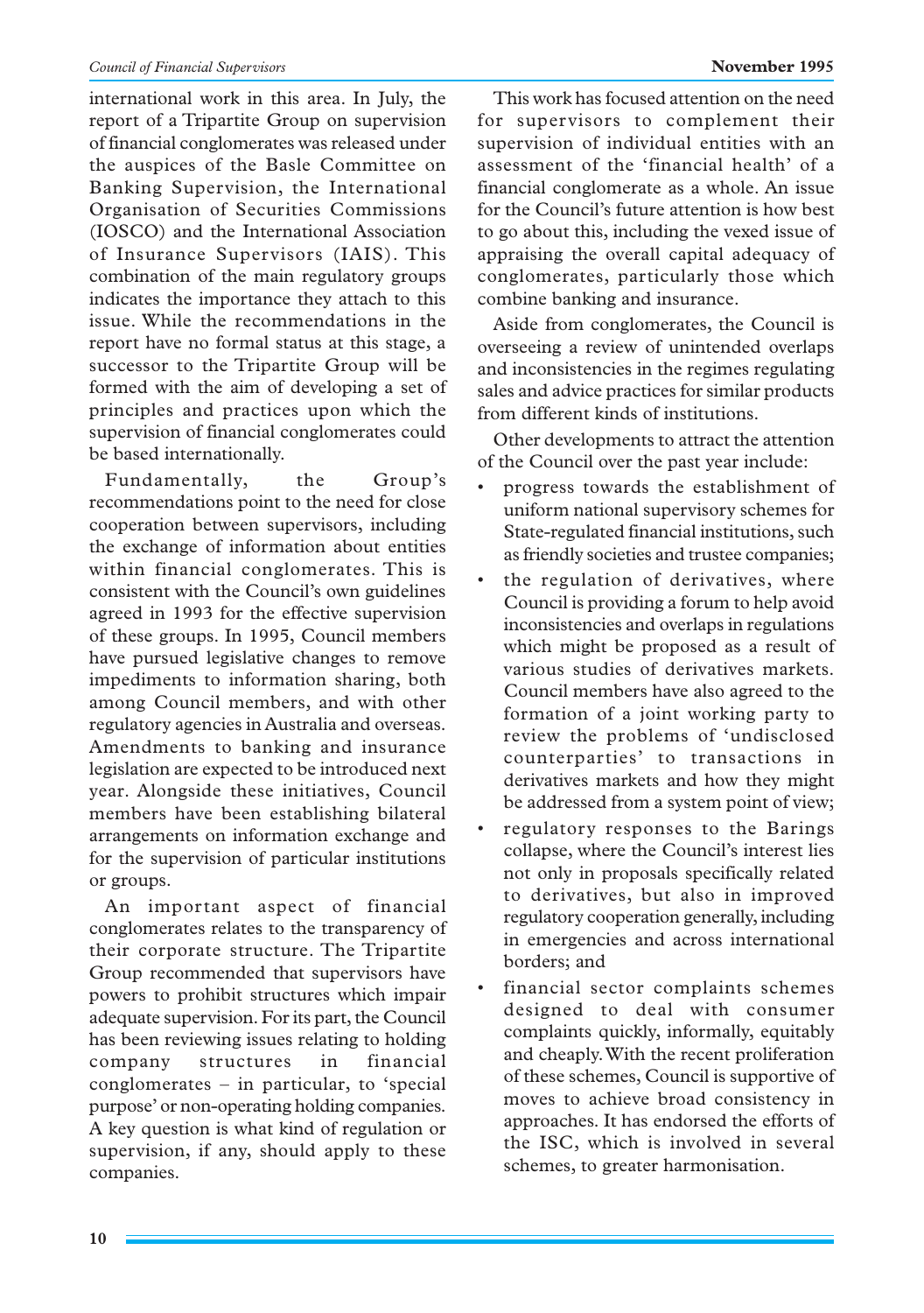international work in this area. In July, the report of a Tripartite Group on supervision of financial conglomerates was released under the auspices of the Basle Committee on Banking Supervision, the International Organisation of Securities Commissions (IOSCO) and the International Association of Insurance Supervisors (IAIS). This combination of the main regulatory groups indicates the importance they attach to this issue. While the recommendations in the report have no formal status at this stage, a successor to the Tripartite Group will be formed with the aim of developing a set of principles and practices upon which the supervision of financial conglomerates could be based internationally.

Fundamentally, the Group's recommendations point to the need for close cooperation between supervisors, including the exchange of information about entities within financial conglomerates. This is consistent with the Council's own guidelines agreed in 1993 for the effective supervision of these groups. In 1995, Council members have pursued legislative changes to remove impediments to information sharing, both among Council members, and with other regulatory agencies in Australia and overseas. Amendments to banking and insurance legislation are expected to be introduced next year. Alongside these initiatives, Council members have been establishing bilateral arrangements on information exchange and for the supervision of particular institutions or groups.

An important aspect of financial conglomerates relates to the transparency of their corporate structure. The Tripartite Group recommended that supervisors have powers to prohibit structures which impair adequate supervision. For its part, the Council has been reviewing issues relating to holding company structures in financial conglomerates – in particular, to 'special purpose' or non-operating holding companies. A key question is what kind of regulation or supervision, if any, should apply to these companies.

This work has focused attention on the need for supervisors to complement their supervision of individual entities with an assessment of the 'financial health' of a financial conglomerate as a whole. An issue for the Council's future attention is how best to go about this, including the vexed issue of appraising the overall capital adequacy of conglomerates, particularly those which combine banking and insurance.

Aside from conglomerates, the Council is overseeing a review of unintended overlaps and inconsistencies in the regimes regulating sales and advice practices for similar products from different kinds of institutions.

Other developments to attract the attention of the Council over the past year include:

- progress towards the establishment of uniform national supervisory schemes for State-regulated financial institutions, such as friendly societies and trustee companies;
- the regulation of derivatives, where Council is providing a forum to help avoid inconsistencies and overlaps in regulations which might be proposed as a result of various studies of derivatives markets. Council members have also agreed to the formation of a joint working party to review the problems of 'undisclosed counterparties' to transactions in derivatives markets and how they might be addressed from a system point of view;
- regulatory responses to the Barings collapse, where the Council's interest lies not only in proposals specifically related to derivatives, but also in improved regulatory cooperation generally, including in emergencies and across international borders; and
- financial sector complaints schemes designed to deal with consumer complaints quickly, informally, equitably and cheaply. With the recent proliferation of these schemes, Council is supportive of moves to achieve broad consistency in approaches. It has endorsed the efforts of the ISC, which is involved in several schemes, to greater harmonisation.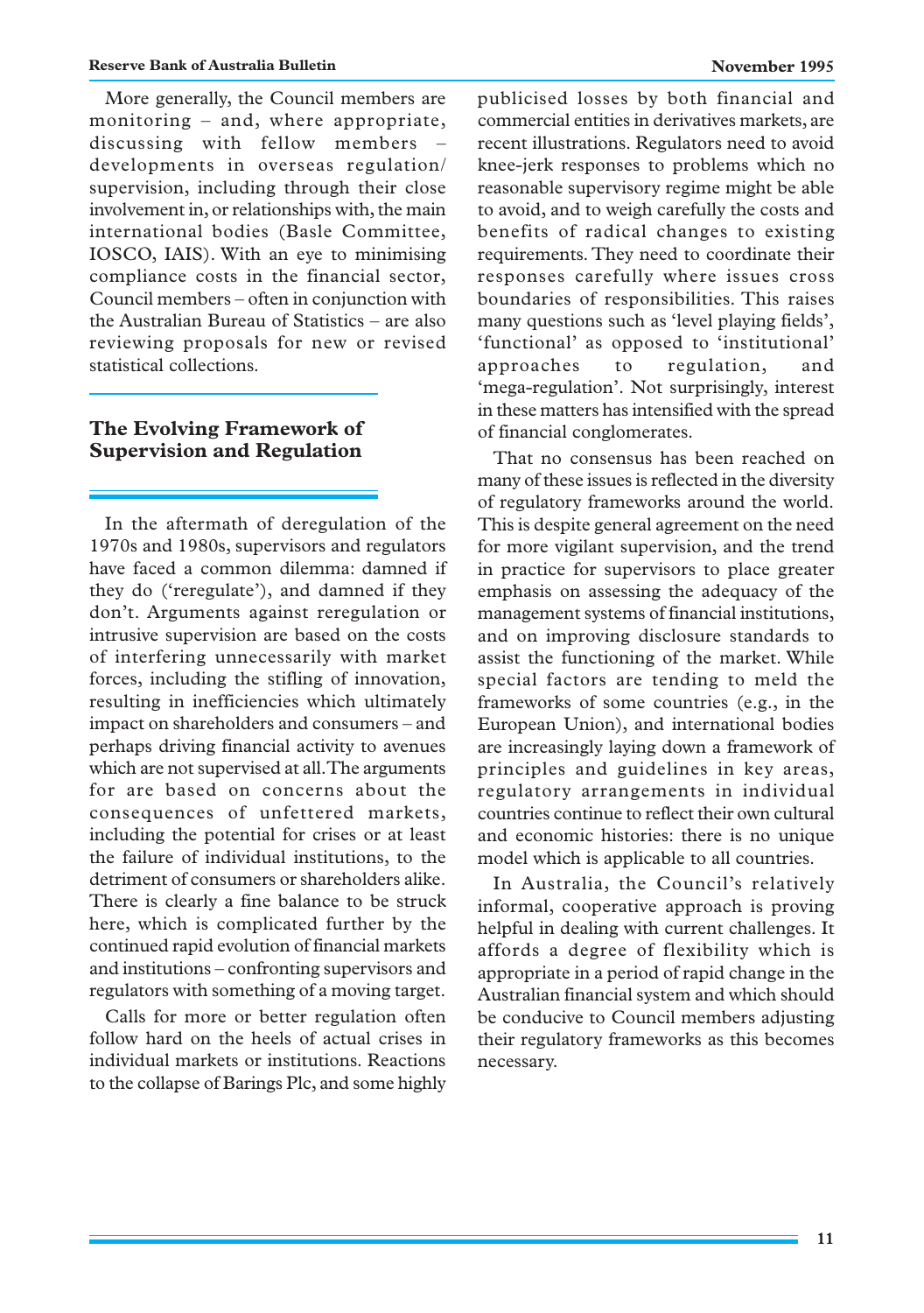More generally, the Council members are monitoring – and, where appropriate, discussing with fellow members – developments in overseas regulation/ supervision, including through their close involvement in, or relationships with, the main international bodies (Basle Committee, IOSCO, IAIS). With an eye to minimising compliance costs in the financial sector, Council members – often in conjunction with the Australian Bureau of Statistics – are also reviewing proposals for new or revised statistical collections.

## The Evolving Framework of Supervision and Regulation

In the aftermath of deregulation of the 1970s and 1980s, supervisors and regulators have faced a common dilemma: damned if they do ('reregulate'), and damned if they don't. Arguments against reregulation or intrusive supervision are based on the costs of interfering unnecessarily with market forces, including the stifling of innovation, resulting in inefficiencies which ultimately impact on shareholders and consumers – and perhaps driving financial activity to avenues which are not supervised at all. The arguments for are based on concerns about the consequences of unfettered markets, including the potential for crises or at least the failure of individual institutions, to the detriment of consumers or shareholders alike. There is clearly a fine balance to be struck here, which is complicated further by the continued rapid evolution of financial markets and institutions – confronting supervisors and regulators with something of a moving target.

Calls for more or better regulation often follow hard on the heels of actual crises in individual markets or institutions. Reactions to the collapse of Barings Plc, and some highly publicised losses by both financial and commercial entities in derivatives markets, are recent illustrations. Regulators need to avoid knee-jerk responses to problems which no reasonable supervisory regime might be able to avoid, and to weigh carefully the costs and benefits of radical changes to existing requirements. They need to coordinate their responses carefully where issues cross boundaries of responsibilities. This raises many questions such as 'level playing fields', 'functional' as opposed to 'institutional' approaches to regulation, and 'mega-regulation'. Not surprisingly, interest in these matters has intensified with the spread of financial conglomerates.

That no consensus has been reached on many of these issues is reflected in the diversity of regulatory frameworks around the world. This is despite general agreement on the need for more vigilant supervision, and the trend in practice for supervisors to place greater emphasis on assessing the adequacy of the management systems of financial institutions, and on improving disclosure standards to assist the functioning of the market. While special factors are tending to meld the frameworks of some countries (e.g., in the European Union), and international bodies are increasingly laying down a framework of principles and guidelines in key areas, regulatory arrangements in individual countries continue to reflect their own cultural and economic histories: there is no unique model which is applicable to all countries.

In Australia, the Council's relatively informal, cooperative approach is proving helpful in dealing with current challenges. It affords a degree of flexibility which is appropriate in a period of rapid change in the Australian financial system and which should be conducive to Council members adjusting their regulatory frameworks as this becomes necessary.